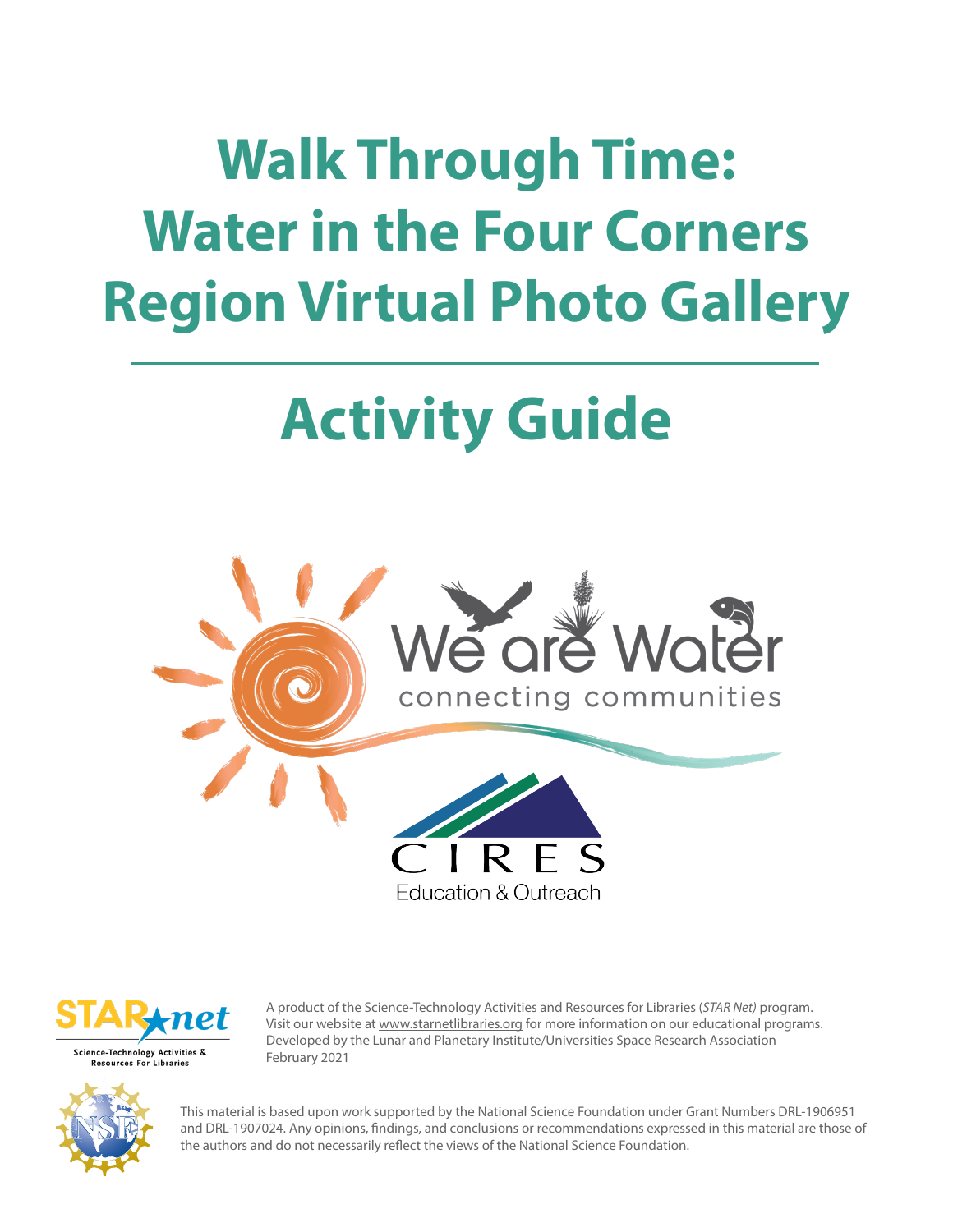# Walk Through Time: Water in the Four Corners Region Virtual Photo Gallery

# Activity Guide

We are Water

connecting communities

CIRES

Education & Outreach

STAR net

Science-Technology Activities & Resources For Libraries

A product of the Science-Technology Activities and Resources for Libraries (*STAR Net)* program. Visit our website at www.starnetlibraries.org for more information on our educational programs. Developed by the Lunar and Planetary Institute/Universities Space Research Association February 2021

This material is based upon work supported by the National Science Foundation under Grant Numbers DRL-1906951 and DRL-1907024. Any opinions, findings, and conclusions or recommendations expressed in this material are those of the authors and do not necessarily reflect the views of the National Science Foundation.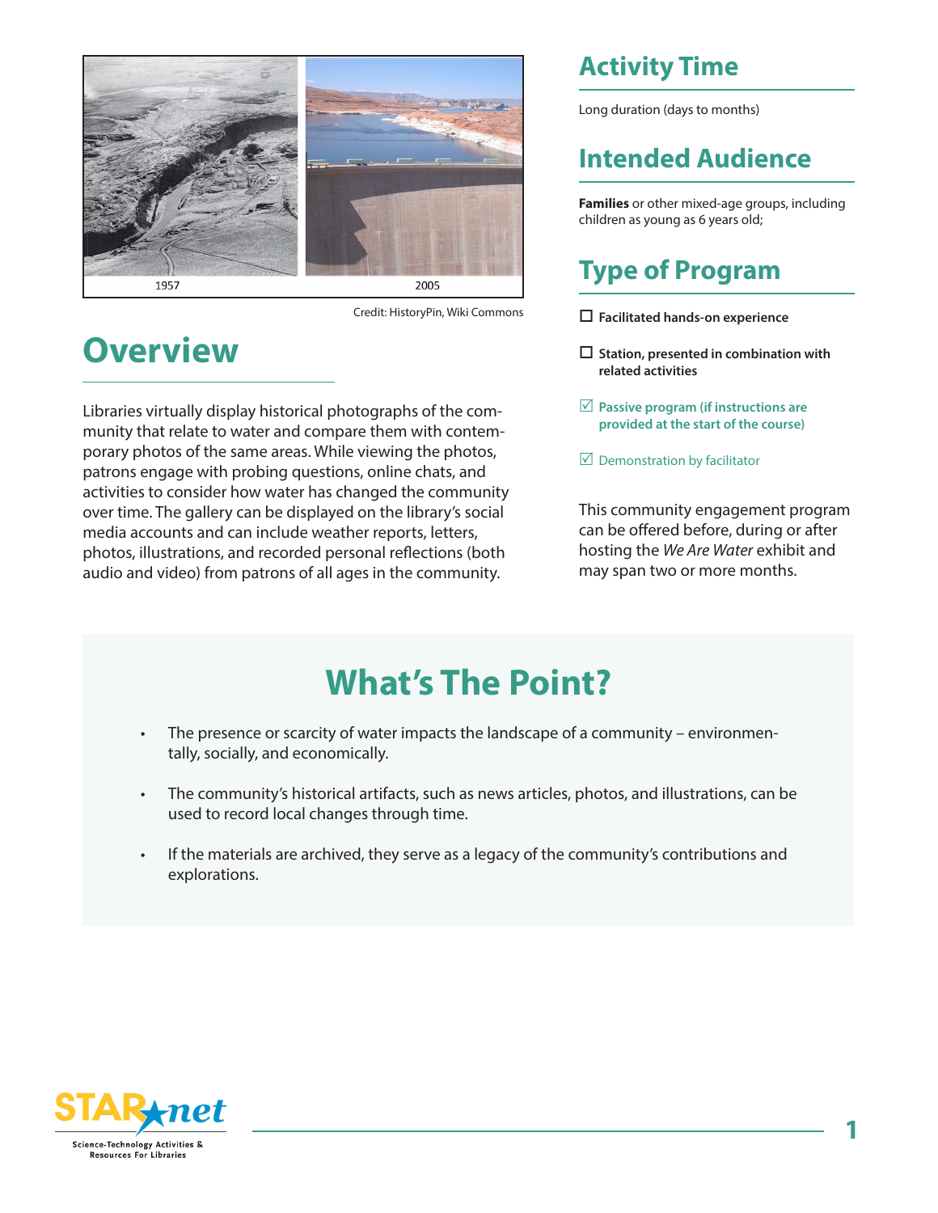1957

2005

Credit: HistoryPin, Wiki Commons

## Overview

Libraries virtually display historical photographs of the community that relate to water and compare them with contemporary photos of the same areas. While viewing the photos, patrons engage with probing questions, online chats, and activities to consider how water has changed the community over time. The gallery can be displayed on the library's social media accounts and can include weather reports, letters, photos, illustrations, and recorded personal reflections (both audio and video) from patrons of all ages in the community.

## Activity Time

Long duration (days to months)

## Intended Audience

**Families** or other mixed-age groups, including children as young as 6 years old;

## Type of Program

- ☐ **Facilitated hands-on experience**
- ☐ **Station, presented in combination with related activities**
- ☑ **Passive program (if instructions are provided at the start of the course)**
- ☑ Demonstration by facilitator

This community engagement program can be offered before, during or after hosting the *We Are Water* exhibit and may span two or more months.

## What's The Point?

- The presence or scarcity of water impacts the landscape of a community – environmentally, socially, and economically.
- The community's historical artifacts, such as news articles, photos, and illustrations, can be used to record local changes through time.
- If the materials are archived, they serve as a legacy of the community's contributions and explorations.

STAR net
Science-Technology Activities & Resources For Libraries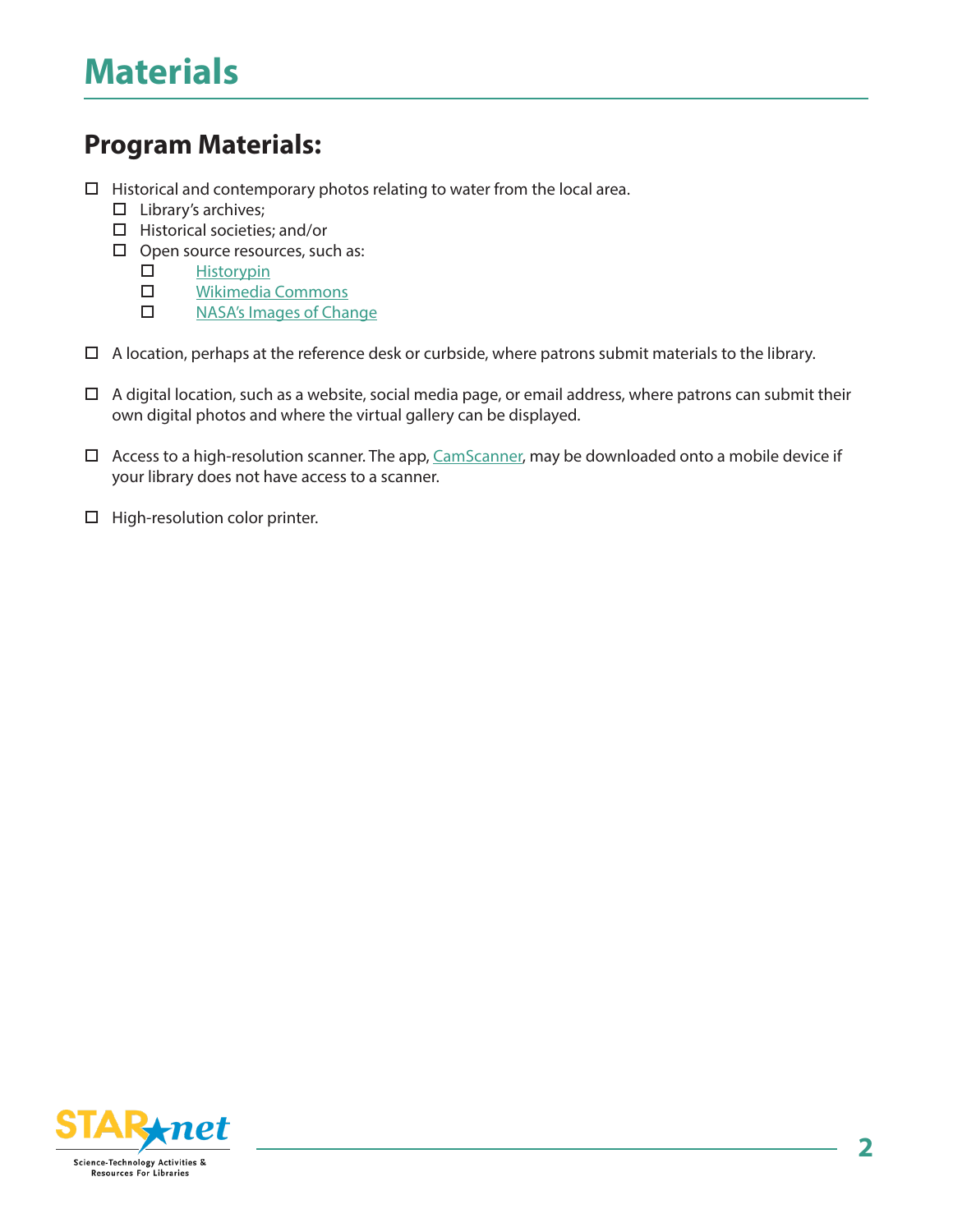# Materials

## Program Materials:

- [ ] Historical and contemporary photos relating to water from the local area.
  - [ ] Library's archives;
  - [ ] Historical societies; and/or
  - [ ] Open source resources, such as:
    - [ ] Historypin
    - [ ] Wikimedia Commons
    - [ ] NASA's Images of Change

- [ ] A location, perhaps at the reference desk or curbside, where patrons submit materials to the library.

- [ ] A digital location, such as a website, social media page, or email address, where patrons can submit their own digital photos and where the virtual gallery can be displayed.

- [ ] Access to a high-resolution scanner. The app, CamScanner, may be downloaded onto a mobile device if your library does not have access to a scanner.

- [ ] High-resolution color printer.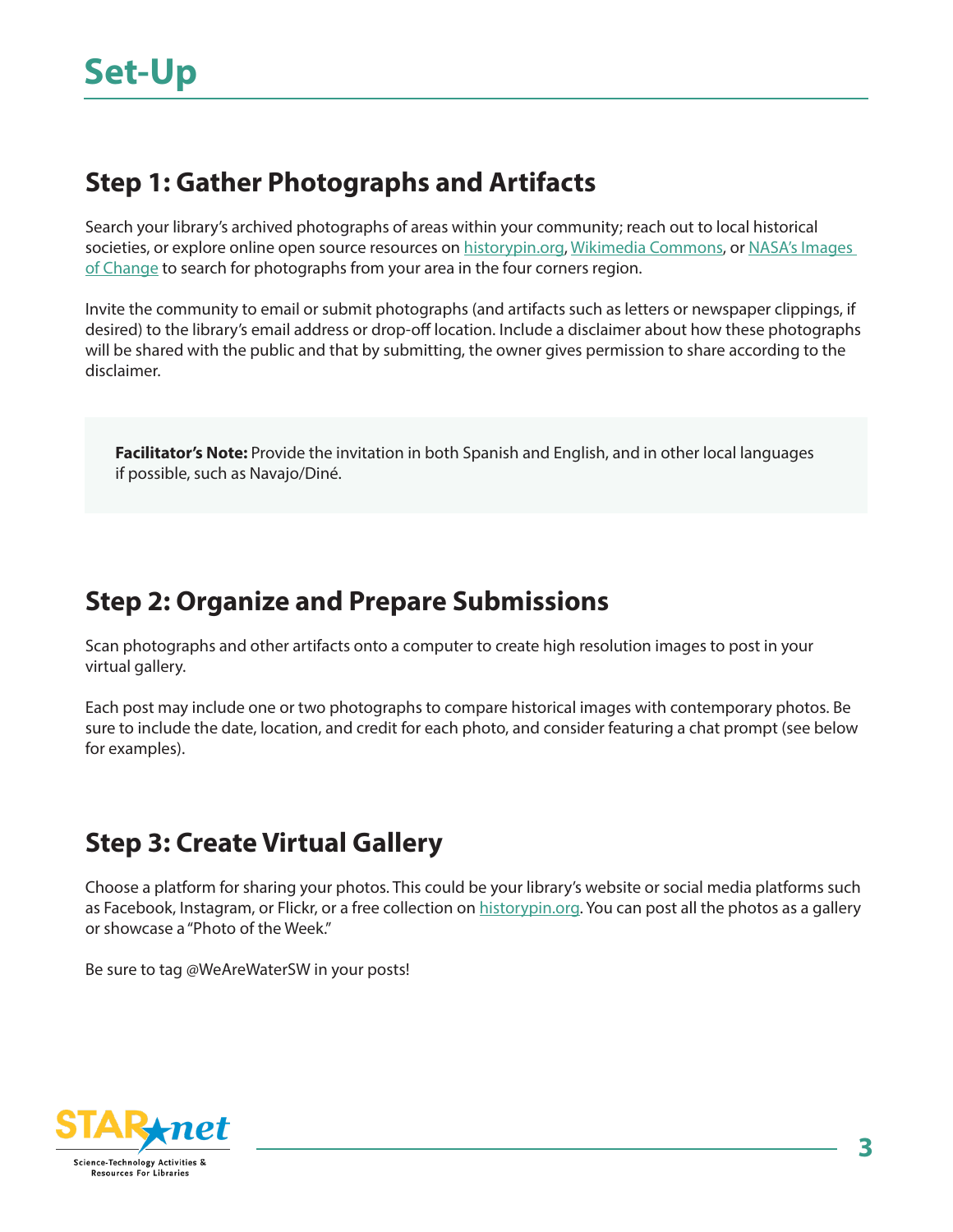# Set-Up

## Step 1: Gather Photographs and Artifacts

Search your library's archived photographs of areas within your community; reach out to local historical societies, or explore online open source resources on [historypin.org](historypin.org), [Wikimedia Commons](Wikimedia Commons), or [NASA's Images of Change](NASA's Images of Change) to search for photographs from your area in the four corners region.

Invite the community to email or submit photographs (and artifacts such as letters or newspaper clippings, if desired) to the library's email address or drop-off location. Include a disclaimer about how these photographs will be shared with the public and that by submitting, the owner gives permission to share according to the disclaimer.

> **Facilitator's Note:** Provide the invitation in both Spanish and English, and in other local languages if possible, such as Navajo/Diné.

## Step 2: Organize and Prepare Submissions

Scan photographs and other artifacts onto a computer to create high resolution images to post in your virtual gallery.

Each post may include one or two photographs to compare historical images with contemporary photos. Be sure to include the date, location, and credit for each photo, and consider featuring a chat prompt (see below for examples).

## Step 3: Create Virtual Gallery

Choose a platform for sharing your photos. This could be your library's website or social media platforms such as Facebook, Instagram, or Flickr, or a free collection on [historypin.org](historypin.org). You can post all the photos as a gallery or showcase a "Photo of the Week."

Be sure to tag @WeAreWaterSW in your posts!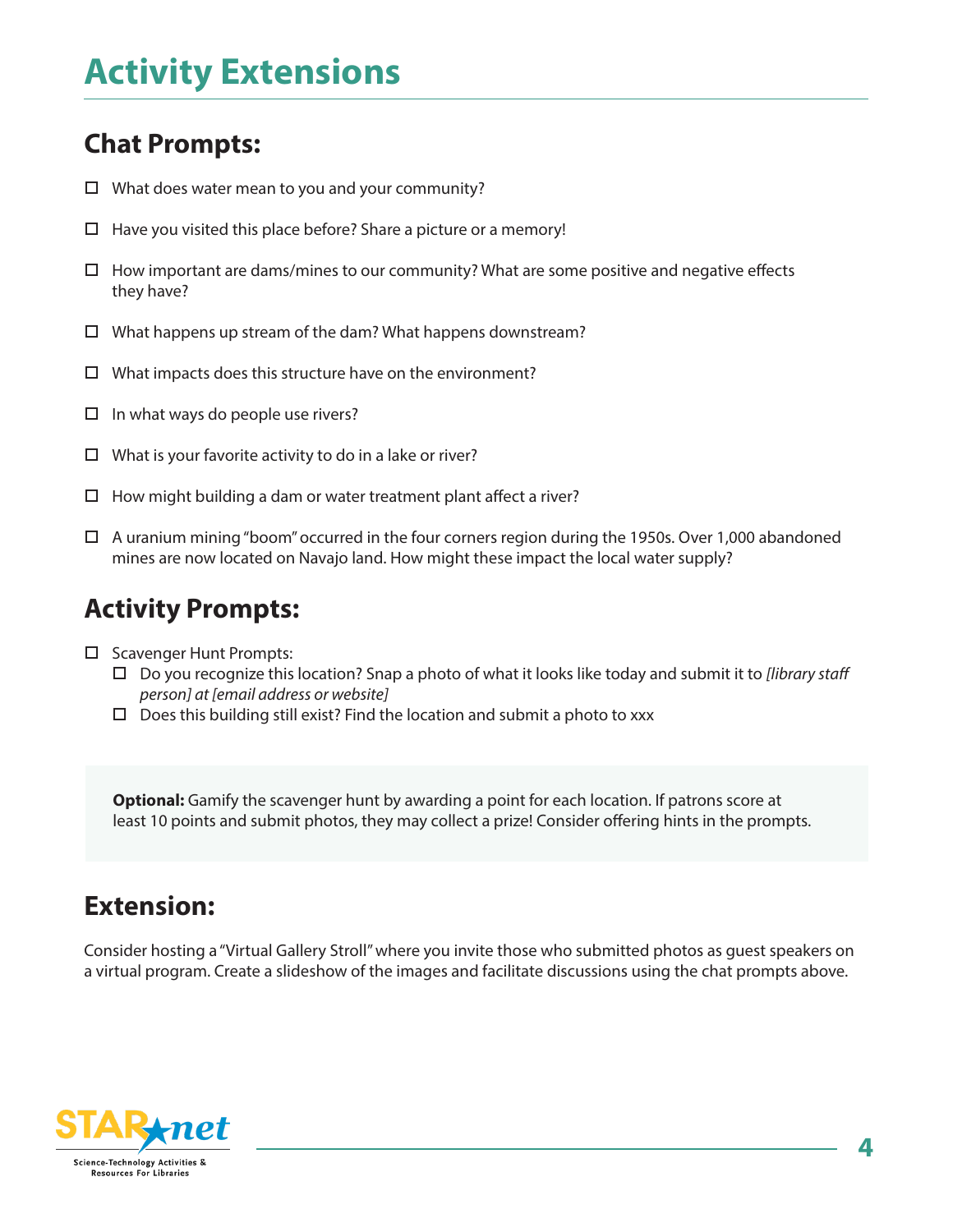# Activity Extensions

## Chat Prompts:

- ☐ What does water mean to you and your community?
- ☐ Have you visited this place before? Share a picture or a memory!
- ☐ How important are dams/mines to our community? What are some positive and negative effects they have?
- ☐ What happens up stream of the dam? What happens downstream?
- ☐ What impacts does this structure have on the environment?
- ☐ In what ways do people use rivers?
- ☐ What is your favorite activity to do in a lake or river?
- ☐ How might building a dam or water treatment plant affect a river?
- ☐ A uranium mining "boom" occurred in the four corners region during the 1950s. Over 1,000 abandoned mines are now located on Navajo land. How might these impact the local water supply?

## Activity Prompts:

- ☐ Scavenger Hunt Prompts:
  - ☐ Do you recognize this location? Snap a photo of what it looks like today and submit it to *[library staff person] at [email address or website]*
  - ☐ Does this building still exist? Find the location and submit a photo to xxx

**Optional:** Gamify the scavenger hunt by awarding a point for each location. If patrons score at least 10 points and submit photos, they may collect a prize! Consider offering hints in the prompts.

## Extension:

Consider hosting a "Virtual Gallery Stroll" where you invite those who submitted photos as guest speakers on a virtual program. Create a slideshow of the images and facilitate discussions using the chat prompts above.

STAR net

Science-Technology Activities & Resources For Libraries